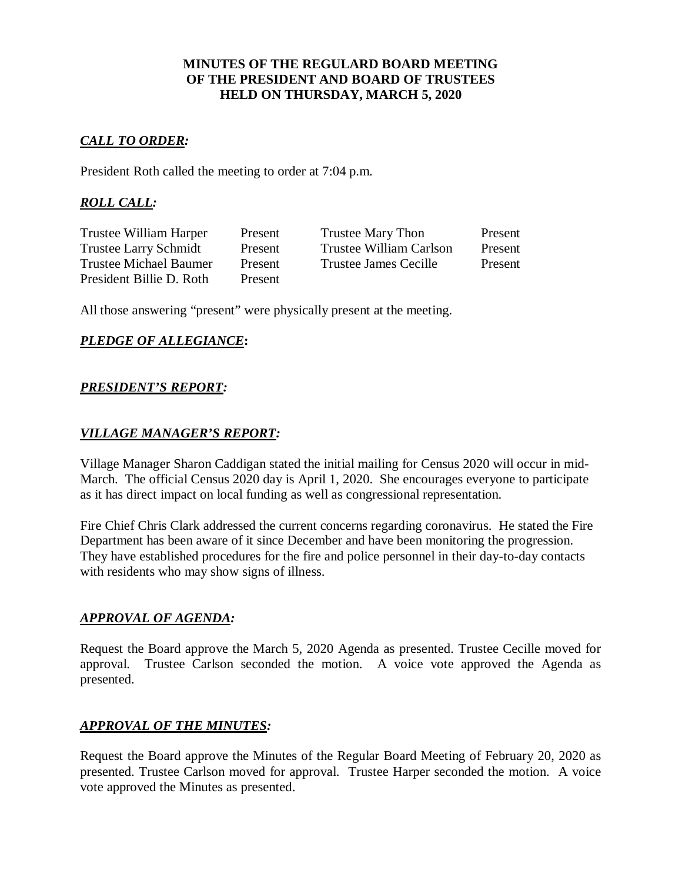**MINUTES OF THE REGULARD BOARD MEETING**
**OF THE PRESIDENT AND BOARD OF TRUSTEES**
**HELD ON THURSDAY, MARCH 5, 2020**

## ***CALL TO ORDER:***

President Roth called the meeting to order at 7:04 p.m.

## ***ROLL CALL:***

| | | | |
|---|---|---|---|
| Trustee William Harper | Present | Trustee Mary Thon | Present |
| Trustee Larry Schmidt | Present | Trustee William Carlson | Present |
| Trustee Michael Baumer | Present | Trustee James Cecille | Present |
| President Billie D. Roth | Present | | |

All those answering "present" were physically present at the meeting.

## ***PLEDGE OF ALLEGIANCE*:**

## ***PRESIDENT'S REPORT:***

## ***VILLAGE MANAGER'S REPORT:***

Village Manager Sharon Caddigan stated the initial mailing for Census 2020 will occur in mid-March. The official Census 2020 day is April 1, 2020. She encourages everyone to participate as it has direct impact on local funding as well as congressional representation.

Fire Chief Chris Clark addressed the current concerns regarding coronavirus. He stated the Fire Department has been aware of it since December and have been monitoring the progression. They have established procedures for the fire and police personnel in their day-to-day contacts with residents who may show signs of illness.

## ***APPROVAL OF AGENDA:***

Request the Board approve the March 5, 2020 Agenda as presented. Trustee Cecille moved for approval. Trustee Carlson seconded the motion. A voice vote approved the Agenda as presented.

## ***APPROVAL OF THE MINUTES:***

Request the Board approve the Minutes of the Regular Board Meeting of February 20, 2020 as presented. Trustee Carlson moved for approval. Trustee Harper seconded the motion. A voice vote approved the Minutes as presented.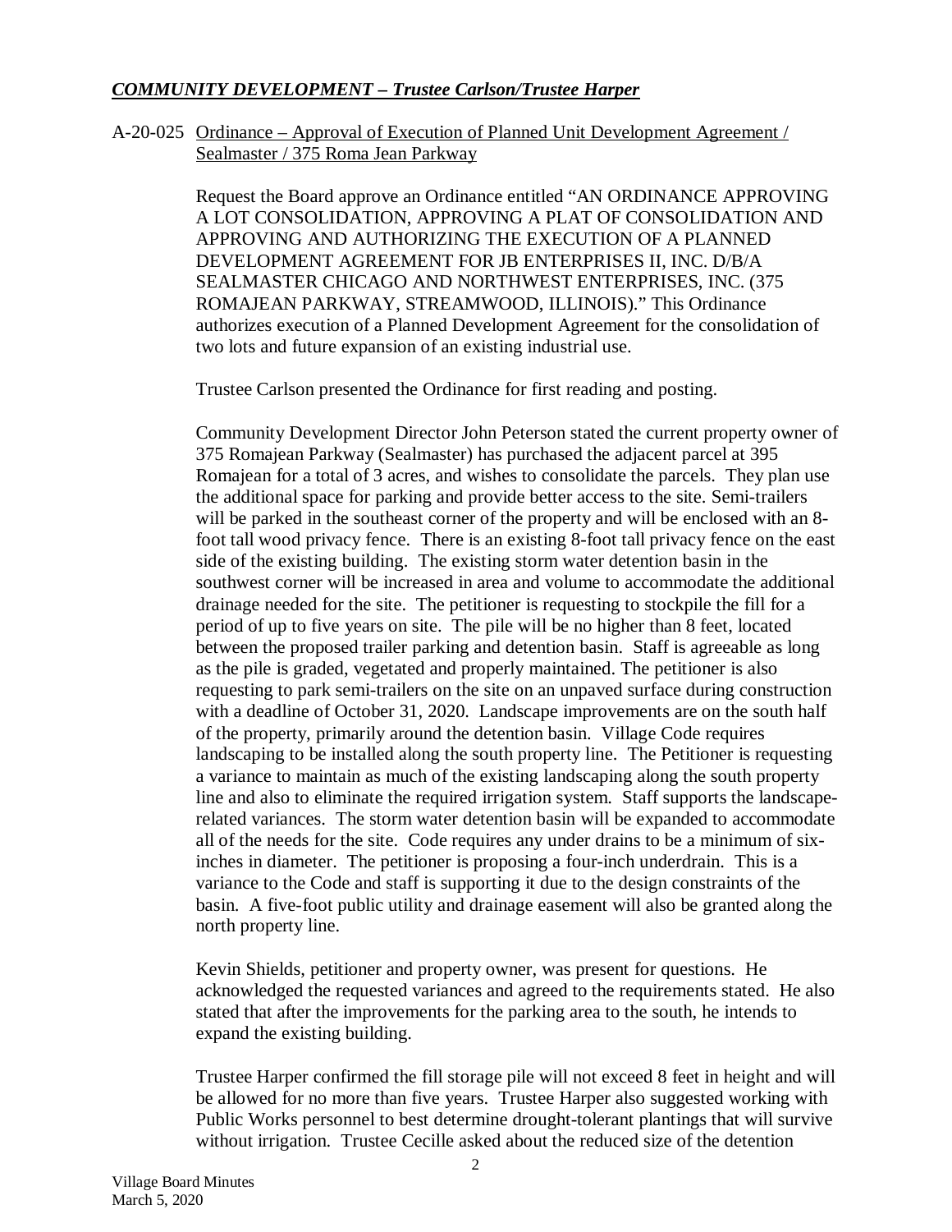***COMMUNITY DEVELOPMENT – Trustee Carlson/Trustee Harper***

A-20-025 Ordinance – Approval of Execution of Planned Unit Development Agreement / Sealmaster / 375 Roma Jean Parkway

Request the Board approve an Ordinance entitled "AN ORDINANCE APPROVING A LOT CONSOLIDATION, APPROVING A PLAT OF CONSOLIDATION AND APPROVING AND AUTHORIZING THE EXECUTION OF A PLANNED DEVELOPMENT AGREEMENT FOR JB ENTERPRISES II, INC. D/B/A SEALMASTER CHICAGO AND NORTHWEST ENTERPRISES, INC. (375 ROMAJEAN PARKWAY, STREAMWOOD, ILLINOIS)." This Ordinance authorizes execution of a Planned Development Agreement for the consolidation of two lots and future expansion of an existing industrial use.

Trustee Carlson presented the Ordinance for first reading and posting.

Community Development Director John Peterson stated the current property owner of 375 Romajean Parkway (Sealmaster) has purchased the adjacent parcel at 395 Romajean for a total of 3 acres, and wishes to consolidate the parcels. They plan use the additional space for parking and provide better access to the site. Semi-trailers will be parked in the southeast corner of the property and will be enclosed with an 8-foot tall wood privacy fence. There is an existing 8-foot tall privacy fence on the east side of the existing building. The existing storm water detention basin in the southwest corner will be increased in area and volume to accommodate the additional drainage needed for the site. The petitioner is requesting to stockpile the fill for a period of up to five years on site. The pile will be no higher than 8 feet, located between the proposed trailer parking and detention basin. Staff is agreeable as long as the pile is graded, vegetated and properly maintained. The petitioner is also requesting to park semi-trailers on the site on an unpaved surface during construction with a deadline of October 31, 2020. Landscape improvements are on the south half of the property, primarily around the detention basin. Village Code requires landscaping to be installed along the south property line. The Petitioner is requesting a variance to maintain as much of the existing landscaping along the south property line and also to eliminate the required irrigation system. Staff supports the landscape-related variances. The storm water detention basin will be expanded to accommodate all of the needs for the site. Code requires any under drains to be a minimum of six-inches in diameter. The petitioner is proposing a four-inch underdrain. This is a variance to the Code and staff is supporting it due to the design constraints of the basin. A five-foot public utility and drainage easement will also be granted along the north property line.

Kevin Shields, petitioner and property owner, was present for questions. He acknowledged the requested variances and agreed to the requirements stated. He also stated that after the improvements for the parking area to the south, he intends to expand the existing building.

Trustee Harper confirmed the fill storage pile will not exceed 8 feet in height and will be allowed for no more than five years. Trustee Harper also suggested working with Public Works personnel to best determine drought-tolerant plantings that will survive without irrigation. Trustee Cecille asked about the reduced size of the detention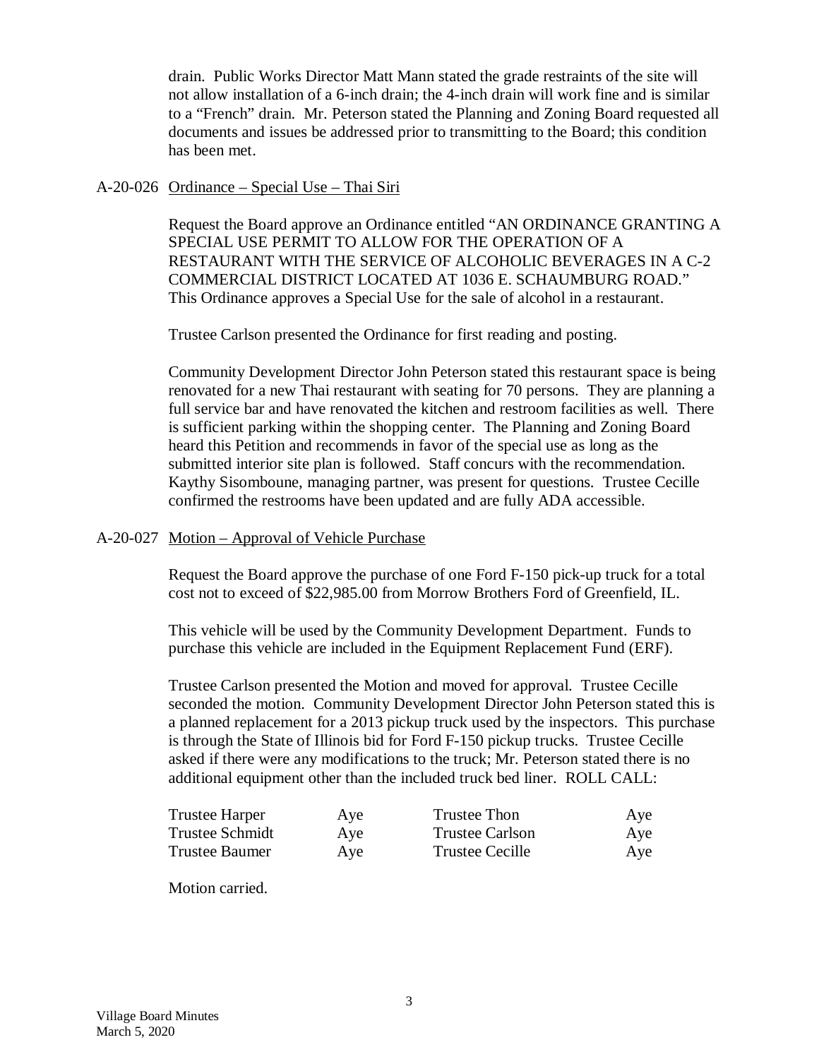drain. Public Works Director Matt Mann stated the grade restraints of the site will not allow installation of a 6-inch drain; the 4-inch drain will work fine and is similar to a "French" drain. Mr. Peterson stated the Planning and Zoning Board requested all documents and issues be addressed prior to transmitting to the Board; this condition has been met.

A-20-026 Ordinance – Special Use – Thai Siri

Request the Board approve an Ordinance entitled "AN ORDINANCE GRANTING A SPECIAL USE PERMIT TO ALLOW FOR THE OPERATION OF A RESTAURANT WITH THE SERVICE OF ALCOHOLIC BEVERAGES IN A C-2 COMMERCIAL DISTRICT LOCATED AT 1036 E. SCHAUMBURG ROAD." This Ordinance approves a Special Use for the sale of alcohol in a restaurant.

Trustee Carlson presented the Ordinance for first reading and posting.

Community Development Director John Peterson stated this restaurant space is being renovated for a new Thai restaurant with seating for 70 persons. They are planning a full service bar and have renovated the kitchen and restroom facilities as well. There is sufficient parking within the shopping center. The Planning and Zoning Board heard this Petition and recommends in favor of the special use as long as the submitted interior site plan is followed. Staff concurs with the recommendation. Kaythy Sisomboune, managing partner, was present for questions. Trustee Cecille confirmed the restrooms have been updated and are fully ADA accessible.

A-20-027 Motion – Approval of Vehicle Purchase

Request the Board approve the purchase of one Ford F-150 pick-up truck for a total cost not to exceed of $22,985.00 from Morrow Brothers Ford of Greenfield, IL.

This vehicle will be used by the Community Development Department. Funds to purchase this vehicle are included in the Equipment Replacement Fund (ERF).

Trustee Carlson presented the Motion and moved for approval. Trustee Cecille seconded the motion. Community Development Director John Peterson stated this is a planned replacement for a 2013 pickup truck used by the inspectors. This purchase is through the State of Illinois bid for Ford F-150 pickup trucks. Trustee Cecille asked if there were any modifications to the truck; Mr. Peterson stated there is no additional equipment other than the included truck bed liner. ROLL CALL:

| | | | |
|---|---|---|---|
| Trustee Harper | Aye | Trustee Thon | Aye |
| Trustee Schmidt | Aye | Trustee Carlson | Aye |
| Trustee Baumer | Aye | Trustee Cecille | Aye |

Motion carried.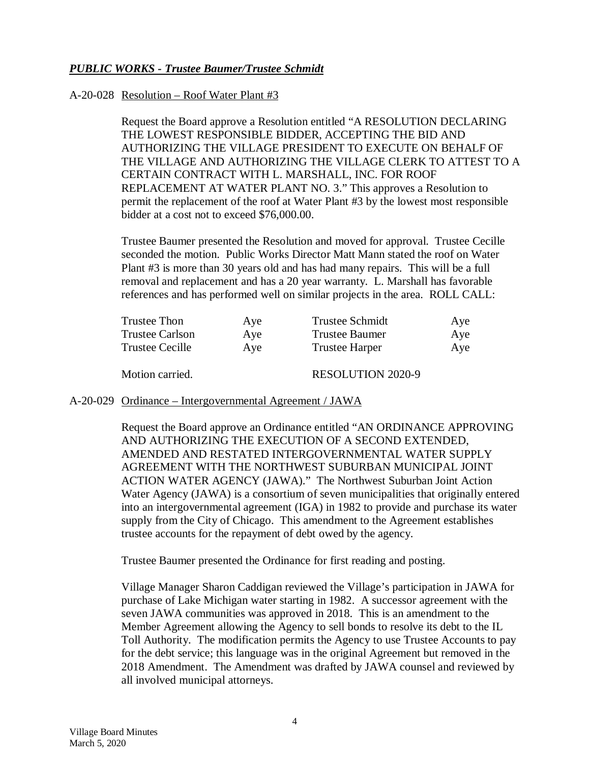***PUBLIC WORKS - Trustee Baumer/Trustee Schmidt***

A-20-028 Resolution – Roof Water Plant #3

Request the Board approve a Resolution entitled "A RESOLUTION DECLARING THE LOWEST RESPONSIBLE BIDDER, ACCEPTING THE BID AND AUTHORIZING THE VILLAGE PRESIDENT TO EXECUTE ON BEHALF OF THE VILLAGE AND AUTHORIZING THE VILLAGE CLERK TO ATTEST TO A CERTAIN CONTRACT WITH L. MARSHALL, INC. FOR ROOF REPLACEMENT AT WATER PLANT NO. 3." This approves a Resolution to permit the replacement of the roof at Water Plant #3 by the lowest most responsible bidder at a cost not to exceed $76,000.00.

Trustee Baumer presented the Resolution and moved for approval. Trustee Cecille seconded the motion. Public Works Director Matt Mann stated the roof on Water Plant #3 is more than 30 years old and has had many repairs. This will be a full removal and replacement and has a 20 year warranty. L. Marshall has favorable references and has performed well on similar projects in the area. ROLL CALL:

| | | | |
|---|---|---|---|
| Trustee Thon | Aye | Trustee Schmidt | Aye |
| Trustee Carlson | Aye | Trustee Baumer | Aye |
| Trustee Cecille | Aye | Trustee Harper | Aye |

Motion carried. RESOLUTION 2020-9

A-20-029 Ordinance – Intergovernmental Agreement / JAWA

Request the Board approve an Ordinance entitled "AN ORDINANCE APPROVING AND AUTHORIZING THE EXECUTION OF A SECOND EXTENDED, AMENDED AND RESTATED INTERGOVERNMENTAL WATER SUPPLY AGREEMENT WITH THE NORTHWEST SUBURBAN MUNICIPAL JOINT ACTION WATER AGENCY (JAWA)." The Northwest Suburban Joint Action Water Agency (JAWA) is a consortium of seven municipalities that originally entered into an intergovernmental agreement (IGA) in 1982 to provide and purchase its water supply from the City of Chicago. This amendment to the Agreement establishes trustee accounts for the repayment of debt owed by the agency.

Trustee Baumer presented the Ordinance for first reading and posting.

Village Manager Sharon Caddigan reviewed the Village's participation in JAWA for purchase of Lake Michigan water starting in 1982. A successor agreement with the seven JAWA communities was approved in 2018. This is an amendment to the Member Agreement allowing the Agency to sell bonds to resolve its debt to the IL Toll Authority. The modification permits the Agency to use Trustee Accounts to pay for the debt service; this language was in the original Agreement but removed in the 2018 Amendment. The Amendment was drafted by JAWA counsel and reviewed by all involved municipal attorneys.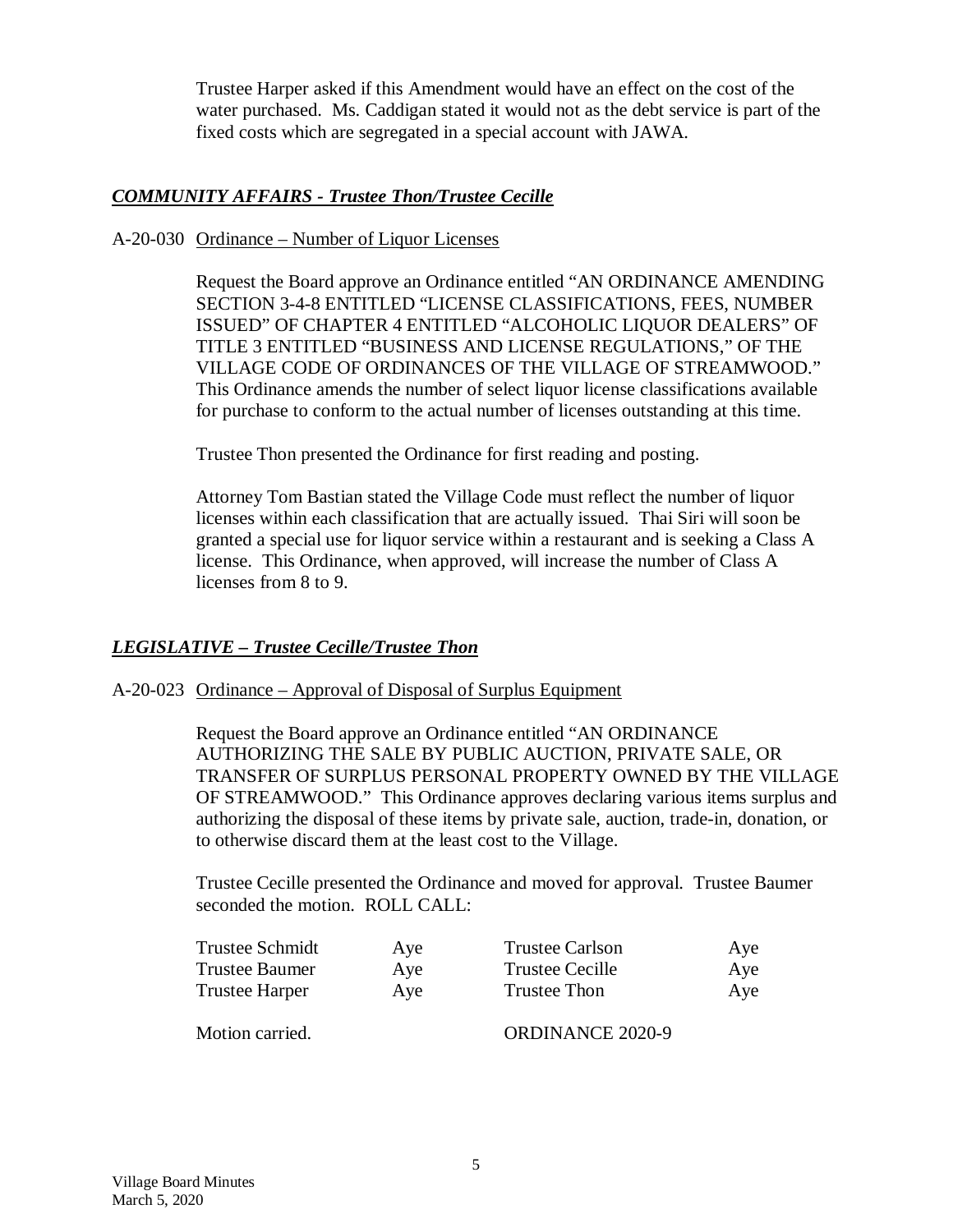Trustee Harper asked if this Amendment would have an effect on the cost of the water purchased. Ms. Caddigan stated it would not as the debt service is part of the fixed costs which are segregated in a special account with JAWA.

## ***COMMUNITY AFFAIRS - Trustee Thon/Trustee Cecille***

A-20-030 Ordinance – Number of Liquor Licenses

Request the Board approve an Ordinance entitled "AN ORDINANCE AMENDING SECTION 3-4-8 ENTITLED "LICENSE CLASSIFICATIONS, FEES, NUMBER ISSUED" OF CHAPTER 4 ENTITLED "ALCOHOLIC LIQUOR DEALERS" OF TITLE 3 ENTITLED "BUSINESS AND LICENSE REGULATIONS," OF THE VILLAGE CODE OF ORDINANCES OF THE VILLAGE OF STREAMWOOD." This Ordinance amends the number of select liquor license classifications available for purchase to conform to the actual number of licenses outstanding at this time.

Trustee Thon presented the Ordinance for first reading and posting.

Attorney Tom Bastian stated the Village Code must reflect the number of liquor licenses within each classification that are actually issued. Thai Siri will soon be granted a special use for liquor service within a restaurant and is seeking a Class A license. This Ordinance, when approved, will increase the number of Class A licenses from 8 to 9.

## ***LEGISLATIVE – Trustee Cecille/Trustee Thon***

A-20-023 Ordinance – Approval of Disposal of Surplus Equipment

Request the Board approve an Ordinance entitled "AN ORDINANCE AUTHORIZING THE SALE BY PUBLIC AUCTION, PRIVATE SALE, OR TRANSFER OF SURPLUS PERSONAL PROPERTY OWNED BY THE VILLAGE OF STREAMWOOD." This Ordinance approves declaring various items surplus and authorizing the disposal of these items by private sale, auction, trade-in, donation, or to otherwise discard them at the least cost to the Village.

Trustee Cecille presented the Ordinance and moved for approval. Trustee Baumer seconded the motion. ROLL CALL:

| | | | |
|---|---|---|---|
| Trustee Schmidt | Aye | Trustee Carlson | Aye |
| Trustee Baumer | Aye | Trustee Cecille | Aye |
| Trustee Harper | Aye | Trustee Thon | Aye |

Motion carried. ORDINANCE 2020-9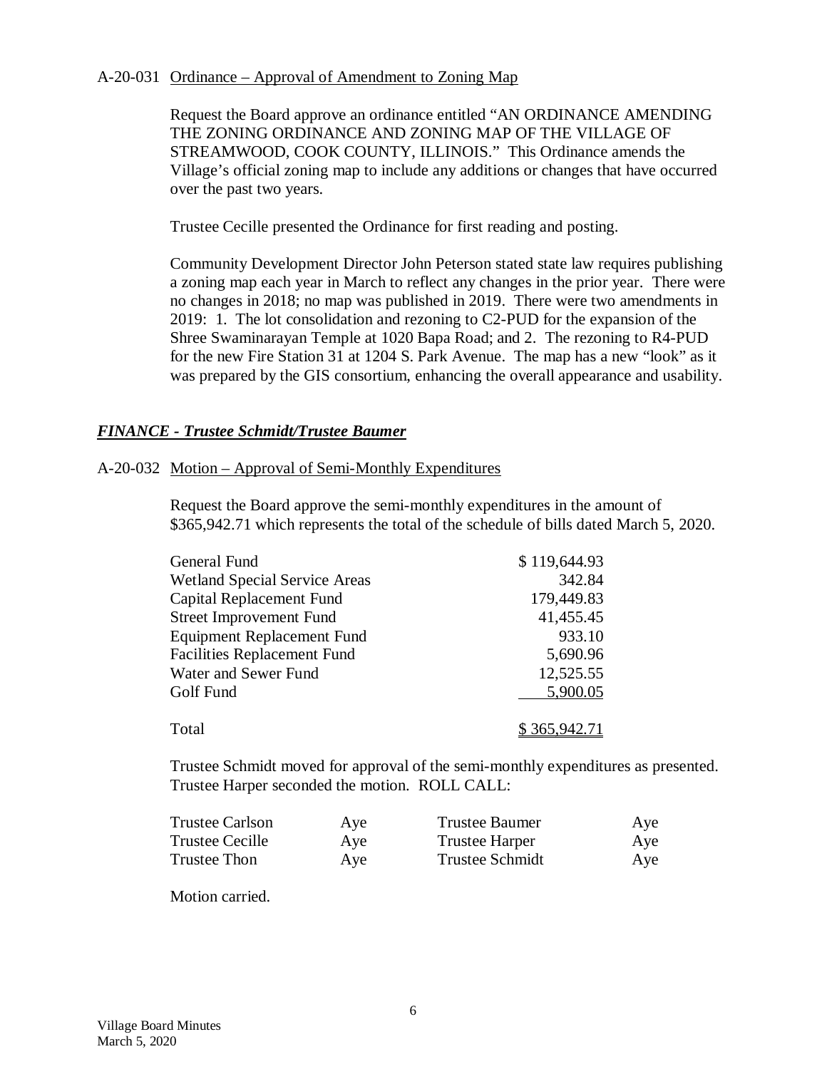A-20-031 Ordinance – Approval of Amendment to Zoning Map

Request the Board approve an ordinance entitled "AN ORDINANCE AMENDING THE ZONING ORDINANCE AND ZONING MAP OF THE VILLAGE OF STREAMWOOD, COOK COUNTY, ILLINOIS." This Ordinance amends the Village's official zoning map to include any additions or changes that have occurred over the past two years.

Trustee Cecille presented the Ordinance for first reading and posting.

Community Development Director John Peterson stated state law requires publishing a zoning map each year in March to reflect any changes in the prior year. There were no changes in 2018; no map was published in 2019. There were two amendments in 2019: 1. The lot consolidation and rezoning to C2-PUD for the expansion of the Shree Swaminarayan Temple at 1020 Bapa Road; and 2. The rezoning to R4-PUD for the new Fire Station 31 at 1204 S. Park Avenue. The map has a new "look" as it was prepared by the GIS consortium, enhancing the overall appearance and usability.

## ***FINANCE - Trustee Schmidt/Trustee Baumer***

A-20-032 Motion – Approval of Semi-Monthly Expenditures

Request the Board approve the semi-monthly expenditures in the amount of $365,942.71 which represents the total of the schedule of bills dated March 5, 2020.

| | |
|---|---|
| General Fund | $ 119,644.93 |
| Wetland Special Service Areas | 342.84 |
| Capital Replacement Fund | 179,449.83 |
| Street Improvement Fund | 41,455.45 |
| Equipment Replacement Fund | 933.10 |
| Facilities Replacement Fund | 5,690.96 |
| Water and Sewer Fund | 12,525.55 |
| Golf Fund | 5,900.05 |
| Total | $ 365,942.71 |

Trustee Schmidt moved for approval of the semi-monthly expenditures as presented. Trustee Harper seconded the motion. ROLL CALL:

| | | | |
|---|---|---|---|
| Trustee Carlson | Aye | Trustee Baumer | Aye |
| Trustee Cecille | Aye | Trustee Harper | Aye |
| Trustee Thon | Aye | Trustee Schmidt | Aye |

Motion carried.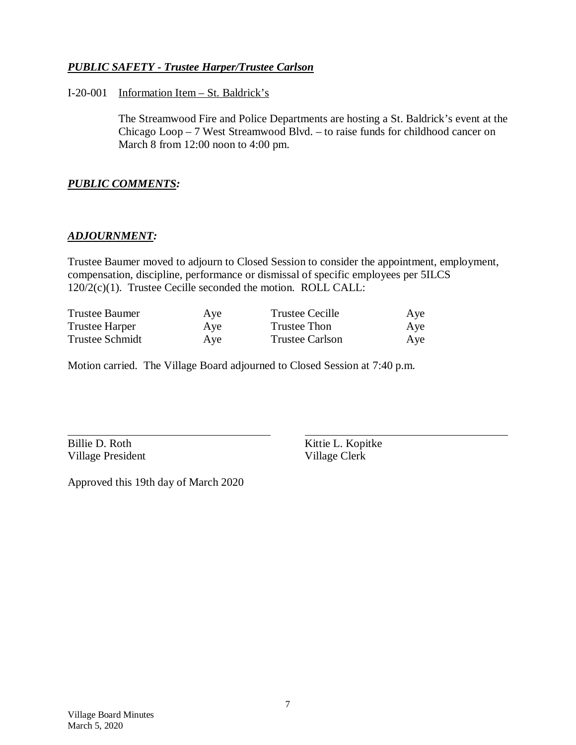***PUBLIC SAFETY - Trustee Harper/Trustee Carlson***

I-20-001 Information Item – St. Baldrick's

The Streamwood Fire and Police Departments are hosting a St. Baldrick's event at the Chicago Loop – 7 West Streamwood Blvd. – to raise funds for childhood cancer on March 8 from 12:00 noon to 4:00 pm.

***PUBLIC COMMENTS:***

***ADJOURNMENT:***

Trustee Baumer moved to adjourn to Closed Session to consider the appointment, employment, compensation, discipline, performance or dismissal of specific employees per 5ILCS 120/2(c)(1). Trustee Cecille seconded the motion. ROLL CALL:

| | | | |
|---|---|---|---|
| Trustee Baumer | Aye | Trustee Cecille | Aye |
| Trustee Harper | Aye | Trustee Thon | Aye |
| Trustee Schmidt | Aye | Trustee Carlson | Aye |

Motion carried. The Village Board adjourned to Closed Session at 7:40 p.m.

Billie D. Roth
Village President

Kittie L. Kopitke
Village Clerk

Approved this 19th day of March 2020